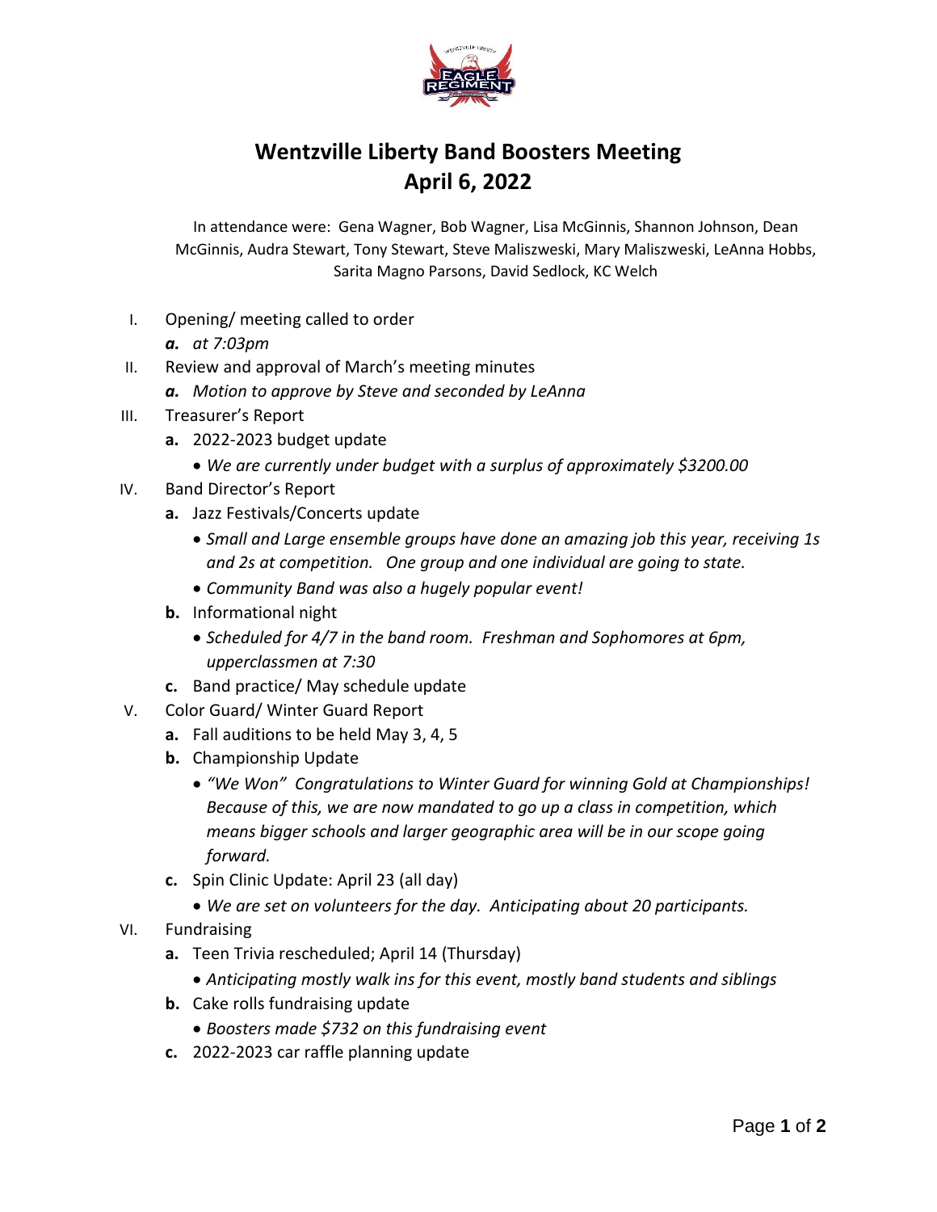# Wentzville Liberty Band Boosters Meeting
# April 6, 2022

In attendance were: Gena Wagner, Bob Wagner, Lisa McGinnis, Shannon Johnson, Dean McGinnis, Audra Stewart, Tony Stewart, Steve Maliszweski, Mary Maliszweski, LeAnna Hobbs, Sarita Magno Parsons, David Sedlock, KC Welch

I. Opening/ meeting called to order
   - ***a.*** *at 7:03pm*
II. Review and approval of March's meeting minutes
   - ***a.*** *Motion to approve by Steve and seconded by LeAnna*
III. Treasurer's Report
   - **a.** 2022-2023 budget update
     - *We are currently under budget with a surplus of approximately $3200.00*
IV. Band Director's Report
   - **a.** Jazz Festivals/Concerts update
     - *Small and Large ensemble groups have done an amazing job this year, receiving 1s and 2s at competition. One group and one individual are going to state.*
     - *Community Band was also a hugely popular event!*
   - **b.** Informational night
     - *Scheduled for 4/7 in the band room. Freshman and Sophomores at 6pm, upperclassmen at 7:30*
   - **c.** Band practice/ May schedule update
V. Color Guard/ Winter Guard Report
   - **a.** Fall auditions to be held May 3, 4, 5
   - **b.** Championship Update
     - *"We Won" Congratulations to Winter Guard for winning Gold at Championships! Because of this, we are now mandated to go up a class in competition, which means bigger schools and larger geographic area will be in our scope going forward.*
   - **c.** Spin Clinic Update: April 23 (all day)
     - *We are set on volunteers for the day. Anticipating about 20 participants.*
VI. Fundraising
   - **a.** Teen Trivia rescheduled; April 14 (Thursday)
     - *Anticipating mostly walk ins for this event, mostly band students and siblings*
   - **b.** Cake rolls fundraising update
     - *Boosters made $732 on this fundraising event*
   - **c.** 2022-2023 car raffle planning update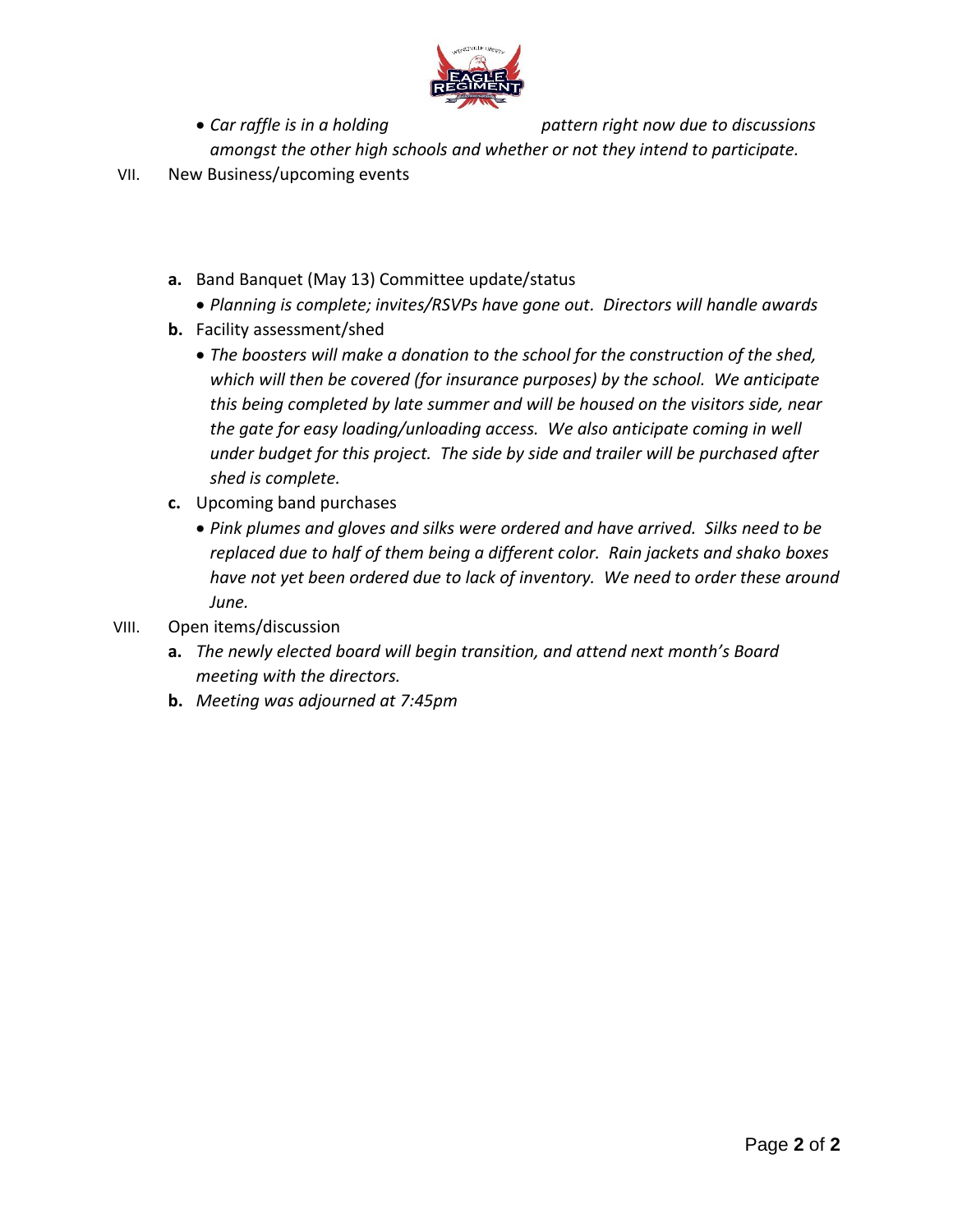- *Car raffle is in a holding pattern right now due to discussions amongst the other high schools and whether or not they intend to participate.*

VII. New Business/upcoming events

**a.** Band Banquet (May 13) Committee update/status

- *Planning is complete; invites/RSVPs have gone out. Directors will handle awards*

**b.** Facility assessment/shed

- *The boosters will make a donation to the school for the construction of the shed, which will then be covered (for insurance purposes) by the school. We anticipate this being completed by late summer and will be housed on the visitors side, near the gate for easy loading/unloading access. We also anticipate coming in well under budget for this project. The side by side and trailer will be purchased after shed is complete.*

**c.** Upcoming band purchases

- *Pink plumes and gloves and silks were ordered and have arrived. Silks need to be replaced due to half of them being a different color. Rain jackets and shako boxes have not yet been ordered due to lack of inventory. We need to order these around June.*

VIII. Open items/discussion

**a.** *The newly elected board will begin transition, and attend next month's Board meeting with the directors.*

**b.** *Meeting was adjourned at 7:45pm*